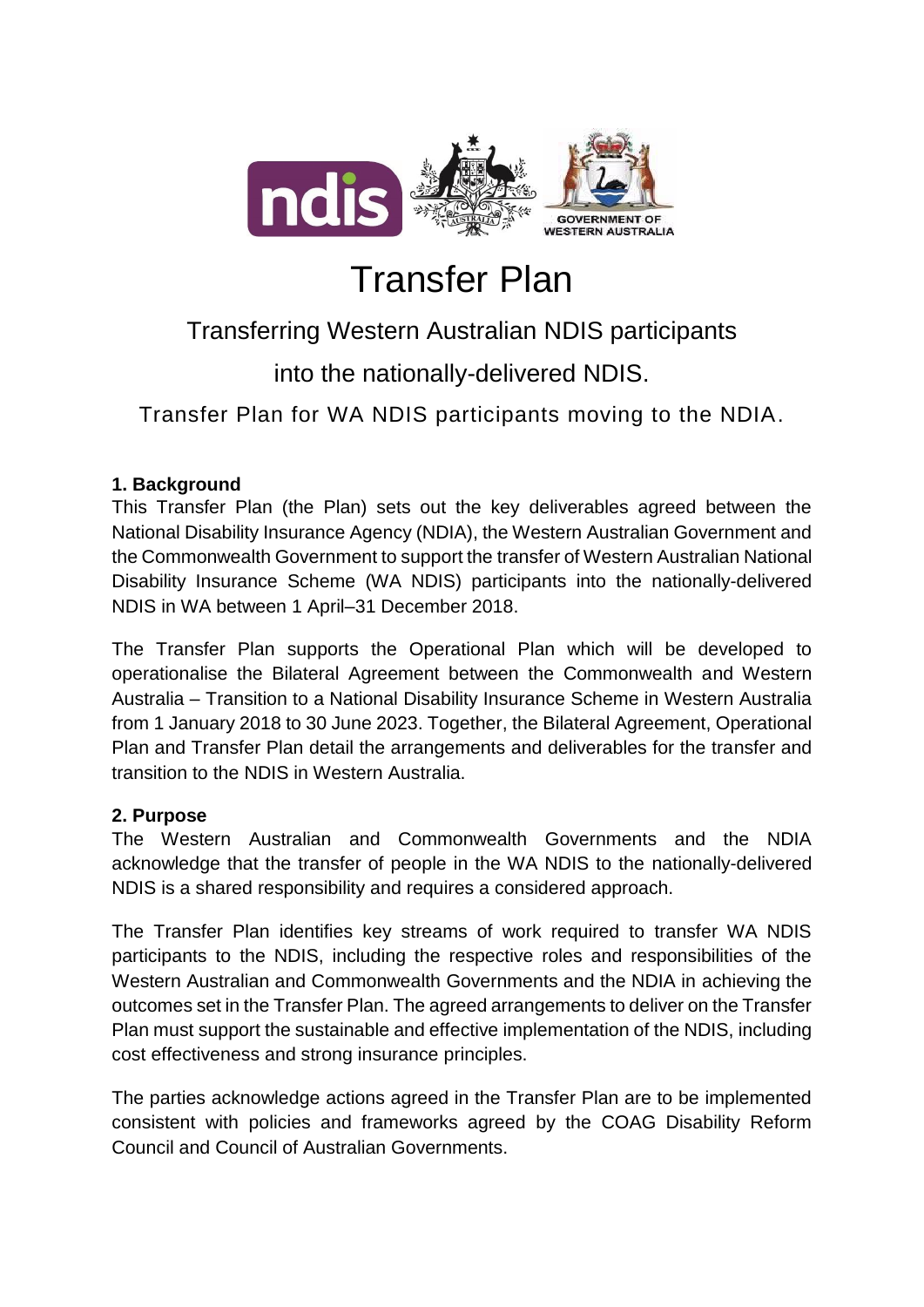# Transfer Plan

## Transferring Western Australian NDIS participants into the nationally-delivered NDIS.

### Transfer Plan for WA NDIS participants moving to the NDIA.

**1. Background**

This Transfer Plan (the Plan) sets out the key deliverables agreed between the National Disability Insurance Agency (NDIA), the Western Australian Government and the Commonwealth Government to support the transfer of Western Australian National Disability Insurance Scheme (WA NDIS) participants into the nationally-delivered NDIS in WA between 1 April–31 December 2018.

The Transfer Plan supports the Operational Plan which will be developed to operationalise the Bilateral Agreement between the Commonwealth and Western Australia – Transition to a National Disability Insurance Scheme in Western Australia from 1 January 2018 to 30 June 2023. Together, the Bilateral Agreement, Operational Plan and Transfer Plan detail the arrangements and deliverables for the transfer and transition to the NDIS in Western Australia.

**2. Purpose**

The Western Australian and Commonwealth Governments and the NDIA acknowledge that the transfer of people in the WA NDIS to the nationally-delivered NDIS is a shared responsibility and requires a considered approach.

The Transfer Plan identifies key streams of work required to transfer WA NDIS participants to the NDIS, including the respective roles and responsibilities of the Western Australian and Commonwealth Governments and the NDIA in achieving the outcomes set in the Transfer Plan. The agreed arrangements to deliver on the Transfer Plan must support the sustainable and effective implementation of the NDIS, including cost effectiveness and strong insurance principles.

The parties acknowledge actions agreed in the Transfer Plan are to be implemented consistent with policies and frameworks agreed by the COAG Disability Reform Council and Council of Australian Governments.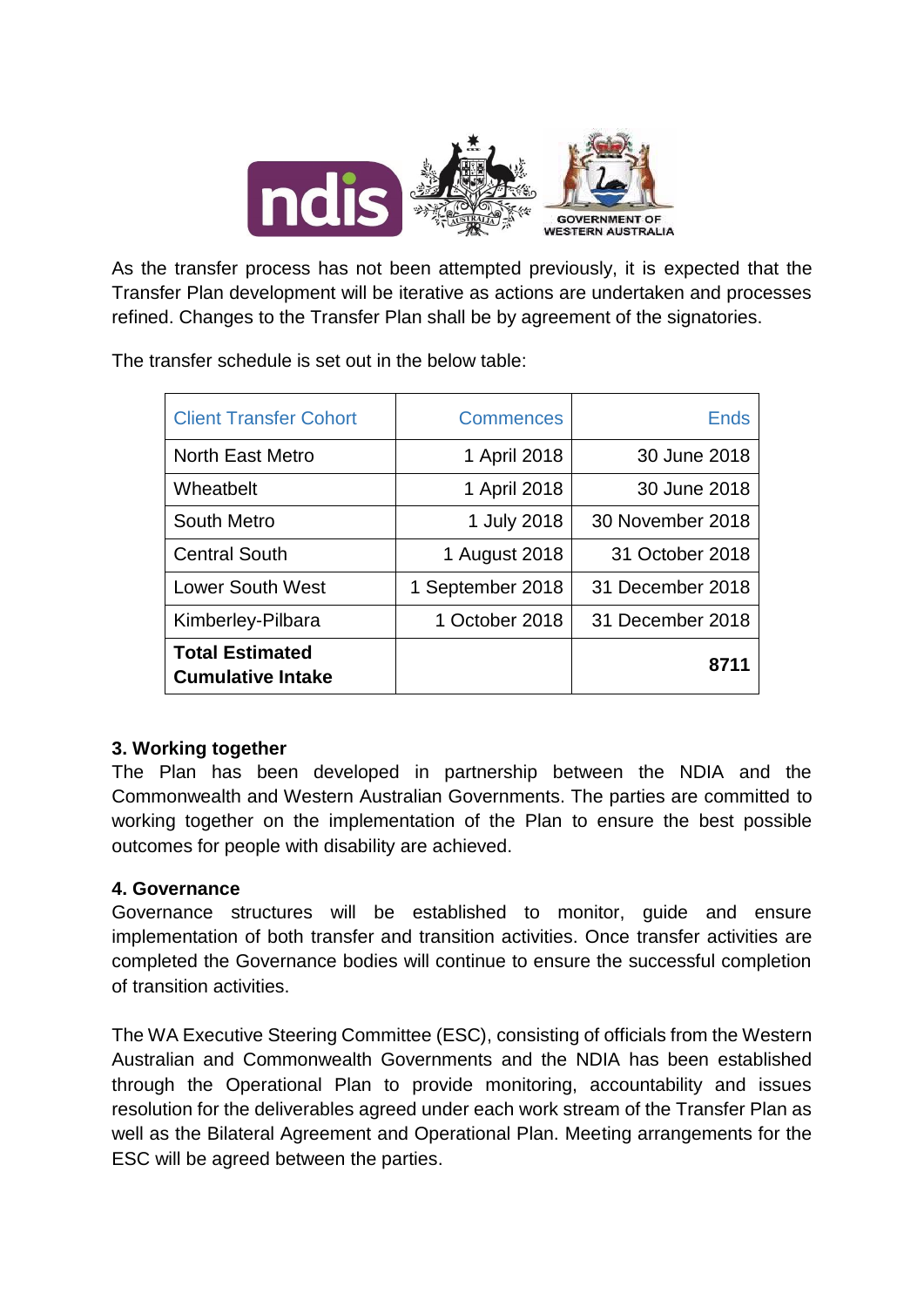As the transfer process has not been attempted previously, it is expected that the Transfer Plan development will be iterative as actions are undertaken and processes refined. Changes to the Transfer Plan shall be by agreement of the signatories.

The transfer schedule is set out in the below table:

| Client Transfer Cohort | Commences | Ends |
|---|---:|---:|
| North East Metro | 1 April 2018 | 30 June 2018 |
| Wheatbelt | 1 April 2018 | 30 June 2018 |
| South Metro | 1 July 2018 | 30 November 2018 |
| Central South | 1 August 2018 | 31 October 2018 |
| Lower South West | 1 September 2018 | 31 December 2018 |
| Kimberley-Pilbara | 1 October 2018 | 31 December 2018 |
| **Total Estimated Cumulative Intake** | | **8711** |

### 3. Working together

The Plan has been developed in partnership between the NDIA and the Commonwealth and Western Australian Governments. The parties are committed to working together on the implementation of the Plan to ensure the best possible outcomes for people with disability are achieved.

### 4. Governance

Governance structures will be established to monitor, guide and ensure implementation of both transfer and transition activities. Once transfer activities are completed the Governance bodies will continue to ensure the successful completion of transition activities.

The WA Executive Steering Committee (ESC), consisting of officials from the Western Australian and Commonwealth Governments and the NDIA has been established through the Operational Plan to provide monitoring, accountability and issues resolution for the deliverables agreed under each work stream of the Transfer Plan as well as the Bilateral Agreement and Operational Plan. Meeting arrangements for the ESC will be agreed between the parties.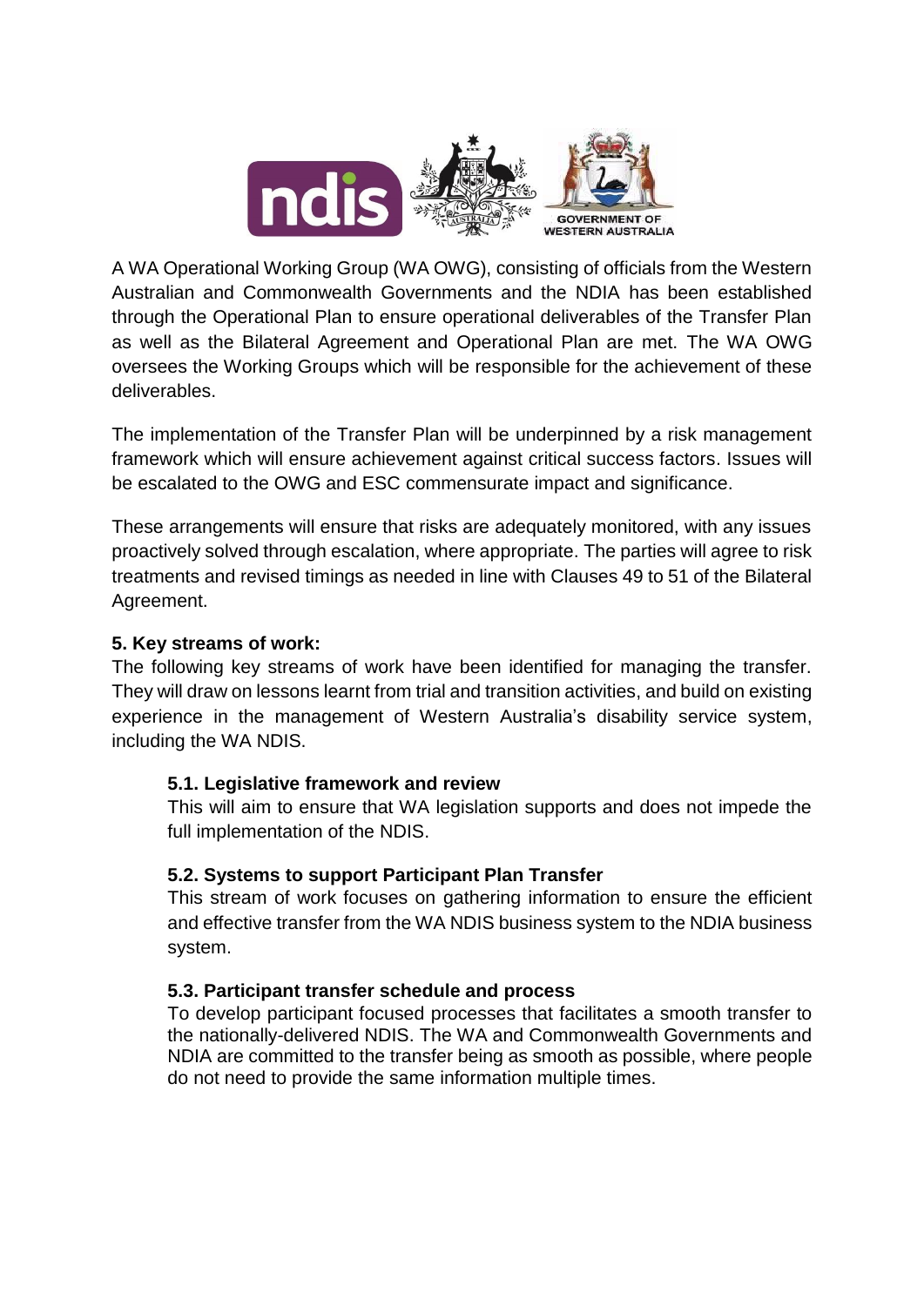A WA Operational Working Group (WA OWG), consisting of officials from the Western Australian and Commonwealth Governments and the NDIA has been established through the Operational Plan to ensure operational deliverables of the Transfer Plan as well as the Bilateral Agreement and Operational Plan are met. The WA OWG oversees the Working Groups which will be responsible for the achievement of these deliverables.

The implementation of the Transfer Plan will be underpinned by a risk management framework which will ensure achievement against critical success factors. Issues will be escalated to the OWG and ESC commensurate impact and significance.

These arrangements will ensure that risks are adequately monitored, with any issues proactively solved through escalation, where appropriate. The parties will agree to risk treatments and revised timings as needed in line with Clauses 49 to 51 of the Bilateral Agreement.

## 5. Key streams of work:

The following key streams of work have been identified for managing the transfer. They will draw on lessons learnt from trial and transition activities, and build on existing experience in the management of Western Australia's disability service system, including the WA NDIS.

### 5.1. Legislative framework and review

This will aim to ensure that WA legislation supports and does not impede the full implementation of the NDIS.

### 5.2. Systems to support Participant Plan Transfer

This stream of work focuses on gathering information to ensure the efficient and effective transfer from the WA NDIS business system to the NDIA business system.

### 5.3. Participant transfer schedule and process

To develop participant focused processes that facilitates a smooth transfer to the nationally-delivered NDIS. The WA and Commonwealth Governments and NDIA are committed to the transfer being as smooth as possible, where people do not need to provide the same information multiple times.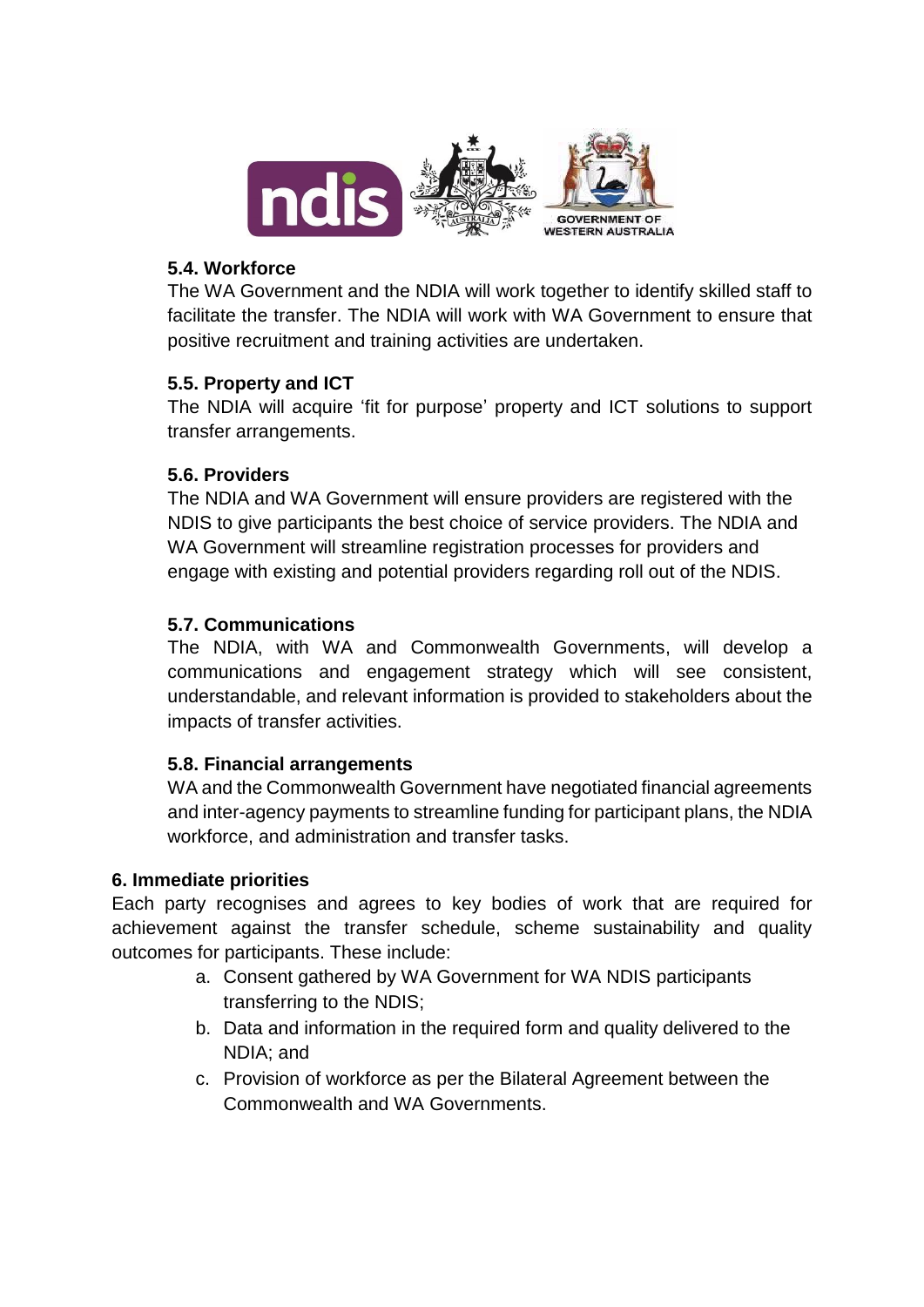### 5.4. Workforce

The WA Government and the NDIA will work together to identify skilled staff to facilitate the transfer. The NDIA will work with WA Government to ensure that positive recruitment and training activities are undertaken.

### 5.5. Property and ICT

The NDIA will acquire 'fit for purpose' property and ICT solutions to support transfer arrangements.

### 5.6. Providers

The NDIA and WA Government will ensure providers are registered with the NDIS to give participants the best choice of service providers. The NDIA and WA Government will streamline registration processes for providers and engage with existing and potential providers regarding roll out of the NDIS.

### 5.7. Communications

The NDIA, with WA and Commonwealth Governments, will develop a communications and engagement strategy which will see consistent, understandable, and relevant information is provided to stakeholders about the impacts of transfer activities.

### 5.8. Financial arrangements

WA and the Commonwealth Government have negotiated financial agreements and inter-agency payments to streamline funding for participant plans, the NDIA workforce, and administration and transfer tasks.

## 6. Immediate priorities

Each party recognises and agrees to key bodies of work that are required for achievement against the transfer schedule, scheme sustainability and quality outcomes for participants. These include:

a. Consent gathered by WA Government for WA NDIS participants transferring to the NDIS;
b. Data and information in the required form and quality delivered to the NDIA; and
c. Provision of workforce as per the Bilateral Agreement between the Commonwealth and WA Governments.